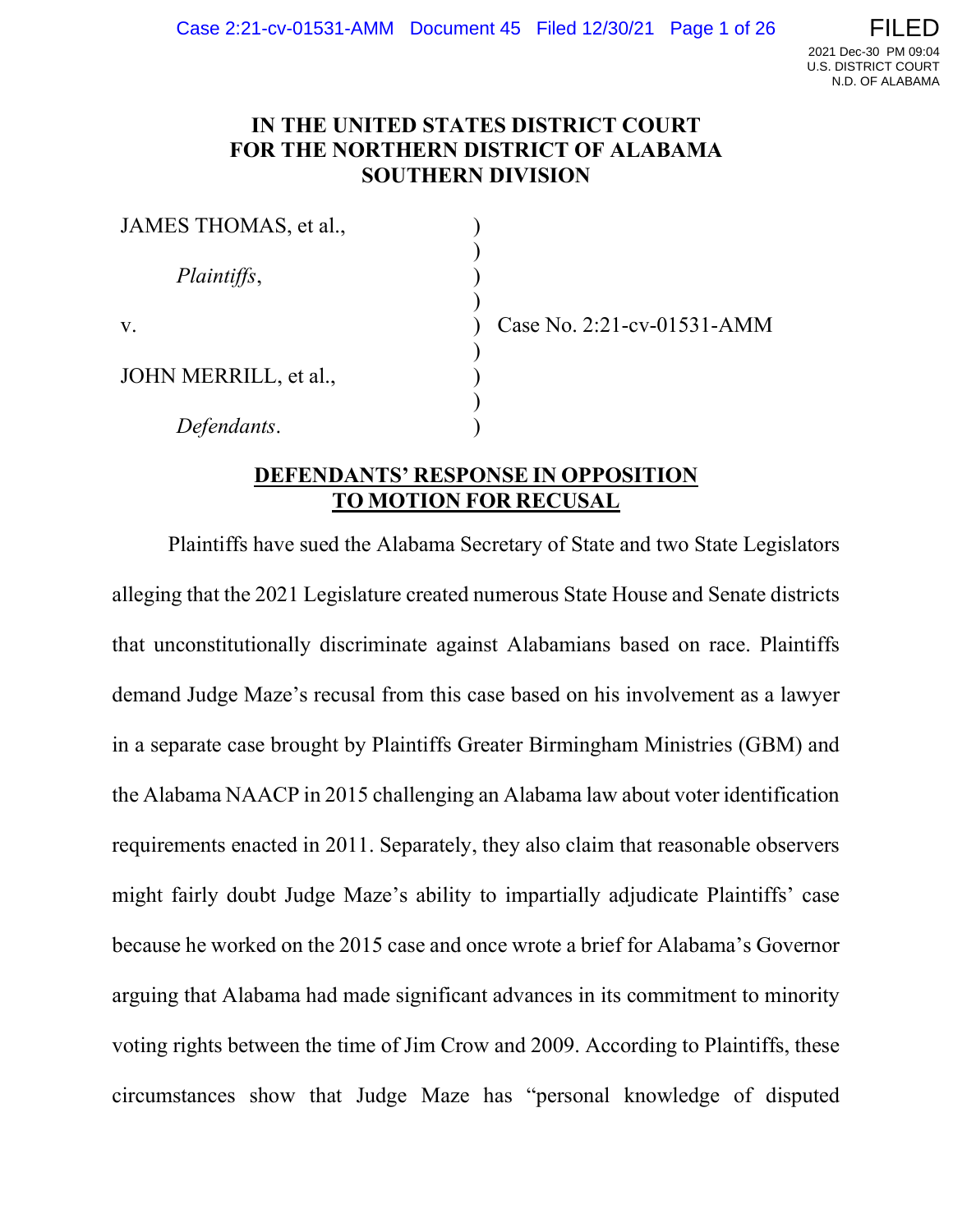# IN THE UNITED STATES DISTRICT COURT FOR THE NORTHERN DISTRICT OF ALABAMA SOUTHERN DIVISION

JAMES THOMAS, et al.,

*Plaintiffs*,

v.

JOHN MERRILL, et al.,

*Defendants*.

Case No. 2:21-cv-01531-AMM

## DEFENDANTS' RESPONSE IN OPPOSITION TO MOTION FOR RECUSAL

Plaintiffs have sued the Alabama Secretary of State and two State Legislators alleging that the 2021 Legislature created numerous State House and Senate districts that unconstitutionally discriminate against Alabamians based on race. Plaintiffs demand Judge Maze's recusal from this case based on his involvement as a lawyer in a separate case brought by Plaintiffs Greater Birmingham Ministries (GBM) and the Alabama NAACP in 2015 challenging an Alabama law about voter identification requirements enacted in 2011. Separately, they also claim that reasonable observers might fairly doubt Judge Maze's ability to impartially adjudicate Plaintiffs' case because he worked on the 2015 case and once wrote a brief for Alabama's Governor arguing that Alabama had made significant advances in its commitment to minority voting rights between the time of Jim Crow and 2009. According to Plaintiffs, these circumstances show that Judge Maze has "personal knowledge of disputed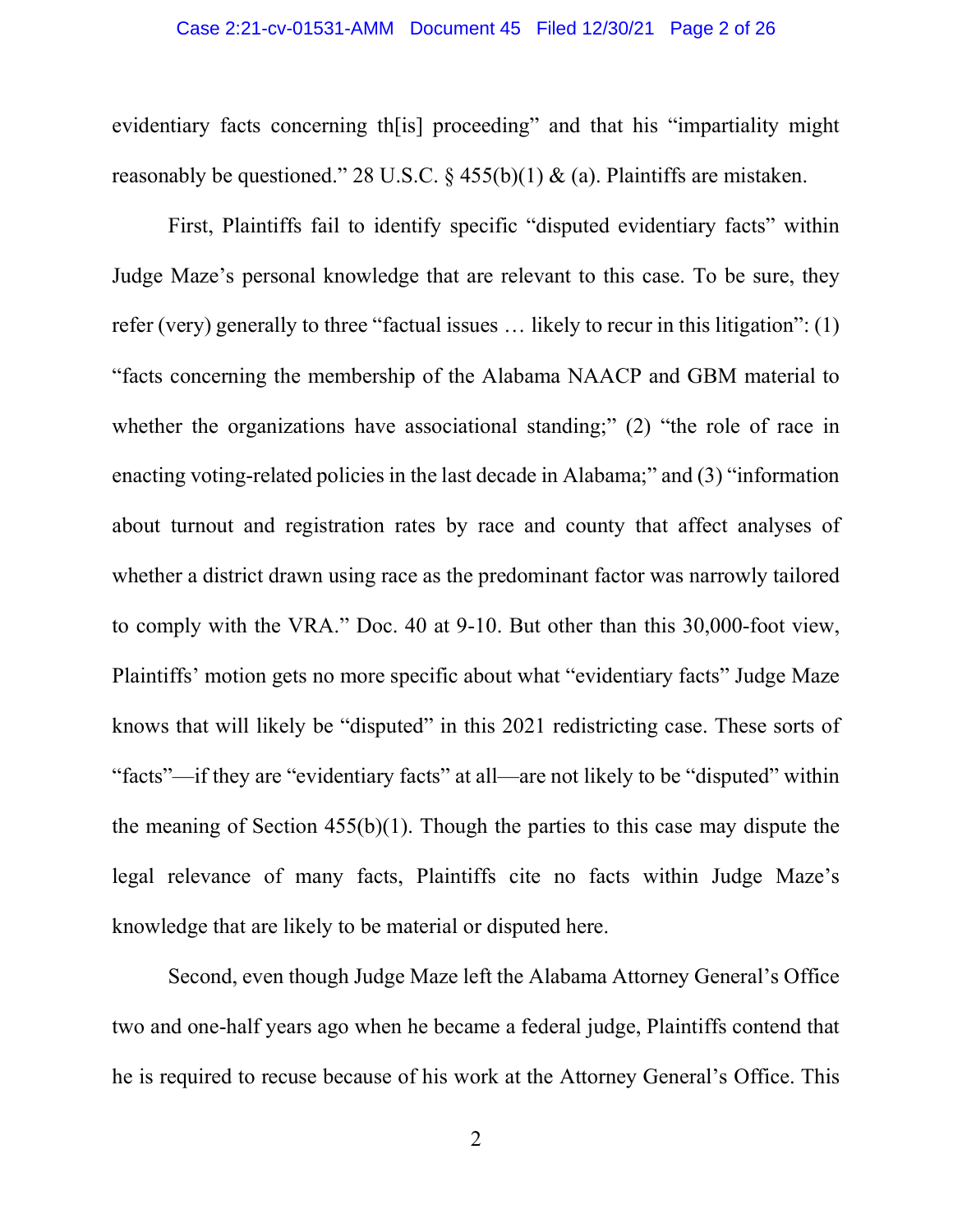evidentiary facts concerning th[is] proceeding" and that his "impartiality might reasonably be questioned." 28 U.S.C. § 455(b)(1) & (a). Plaintiffs are mistaken.

First, Plaintiffs fail to identify specific "disputed evidentiary facts" within Judge Maze's personal knowledge that are relevant to this case. To be sure, they refer (very) generally to three "factual issues … likely to recur in this litigation": (1) "facts concerning the membership of the Alabama NAACP and GBM material to whether the organizations have associational standing;" (2) "the role of race in enacting voting-related policies in the last decade in Alabama;" and (3) "information about turnout and registration rates by race and county that affect analyses of whether a district drawn using race as the predominant factor was narrowly tailored to comply with the VRA." Doc. 40 at 9-10. But other than this 30,000-foot view, Plaintiffs' motion gets no more specific about what "evidentiary facts" Judge Maze knows that will likely be "disputed" in this 2021 redistricting case. These sorts of "facts"—if they are "evidentiary facts" at all—are not likely to be "disputed" within the meaning of Section 455(b)(1). Though the parties to this case may dispute the legal relevance of many facts, Plaintiffs cite no facts within Judge Maze's knowledge that are likely to be material or disputed here.

Second, even though Judge Maze left the Alabama Attorney General's Office two and one-half years ago when he became a federal judge, Plaintiffs contend that he is required to recuse because of his work at the Attorney General's Office. This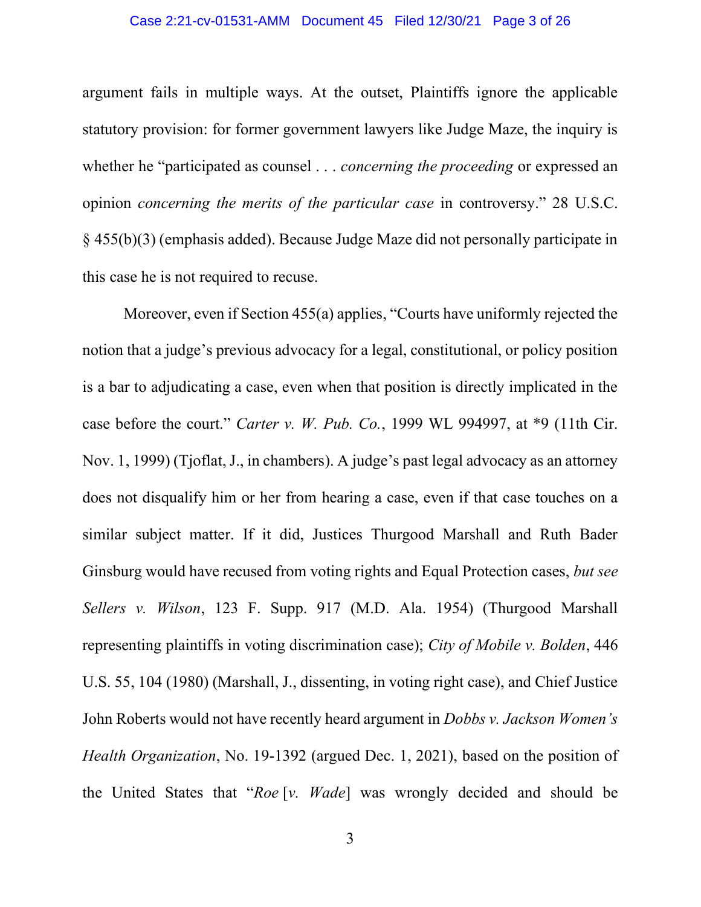argument fails in multiple ways. At the outset, Plaintiffs ignore the applicable statutory provision: for former government lawyers like Judge Maze, the inquiry is whether he "participated as counsel . . . *concerning the proceeding* or expressed an opinion *concerning the merits of the particular case* in controversy." 28 U.S.C. § 455(b)(3) (emphasis added). Because Judge Maze did not personally participate in this case he is not required to recuse.

Moreover, even if Section 455(a) applies, "Courts have uniformly rejected the notion that a judge's previous advocacy for a legal, constitutional, or policy position is a bar to adjudicating a case, even when that position is directly implicated in the case before the court." *Carter v. W. Pub. Co.*, 1999 WL 994997, at *9 (11th Cir. Nov. 1, 1999) (Tjoflat, J., in chambers). A judge's past legal advocacy as an attorney does not disqualify him or her from hearing a case, even if that case touches on a similar subject matter. If it did, Justices Thurgood Marshall and Ruth Bader Ginsburg would have recused from voting rights and Equal Protection cases, *but see Sellers v. Wilson*, 123 F. Supp. 917 (M.D. Ala. 1954) (Thurgood Marshall representing plaintiffs in voting discrimination case); *City of Mobile v. Bolden*, 446 U.S. 55, 104 (1980) (Marshall, J., dissenting, in voting right case), and Chief Justice John Roberts would not have recently heard argument in *Dobbs v. Jackson Women's Health Organization*, No. 19-1392 (argued Dec. 1, 2021), based on the position of the United States that "*Roe* [*v. Wade*] was wrongly decided and should be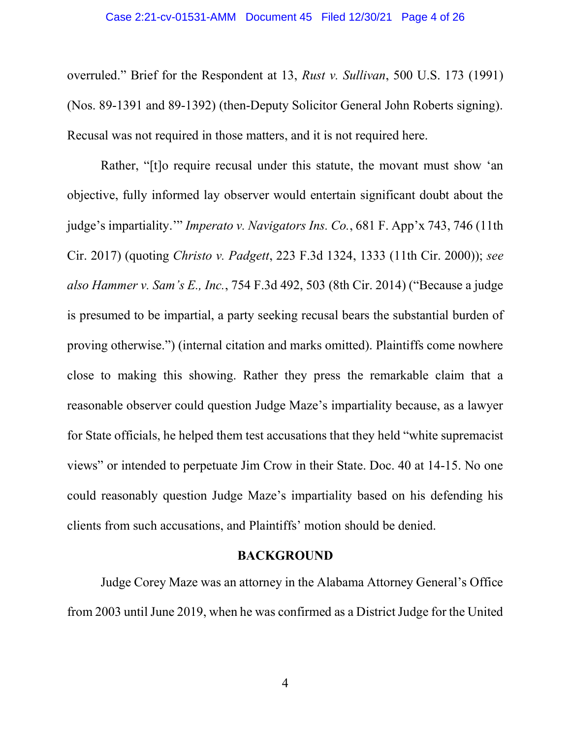overruled." Brief for the Respondent at 13, *Rust v. Sullivan*, 500 U.S. 173 (1991) (Nos. 89-1391 and 89-1392) (then-Deputy Solicitor General John Roberts signing). Recusal was not required in those matters, and it is not required here.

Rather, "[t]o require recusal under this statute, the movant must show 'an objective, fully informed lay observer would entertain significant doubt about the judge's impartiality.'" *Imperato v. Navigators Ins. Co.*, 681 F. App'x 743, 746 (11th Cir. 2017) (quoting *Christo v. Padgett*, 223 F.3d 1324, 1333 (11th Cir. 2000)); *see also Hammer v. Sam's E., Inc.*, 754 F.3d 492, 503 (8th Cir. 2014) ("Because a judge is presumed to be impartial, a party seeking recusal bears the substantial burden of proving otherwise.") (internal citation and marks omitted). Plaintiffs come nowhere close to making this showing. Rather they press the remarkable claim that a reasonable observer could question Judge Maze's impartiality because, as a lawyer for State officials, he helped them test accusations that they held "white supremacist views" or intended to perpetuate Jim Crow in their State. Doc. 40 at 14-15. No one could reasonably question Judge Maze's impartiality based on his defending his clients from such accusations, and Plaintiffs' motion should be denied.

## BACKGROUND

Judge Corey Maze was an attorney in the Alabama Attorney General's Office from 2003 until June 2019, when he was confirmed as a District Judge for the United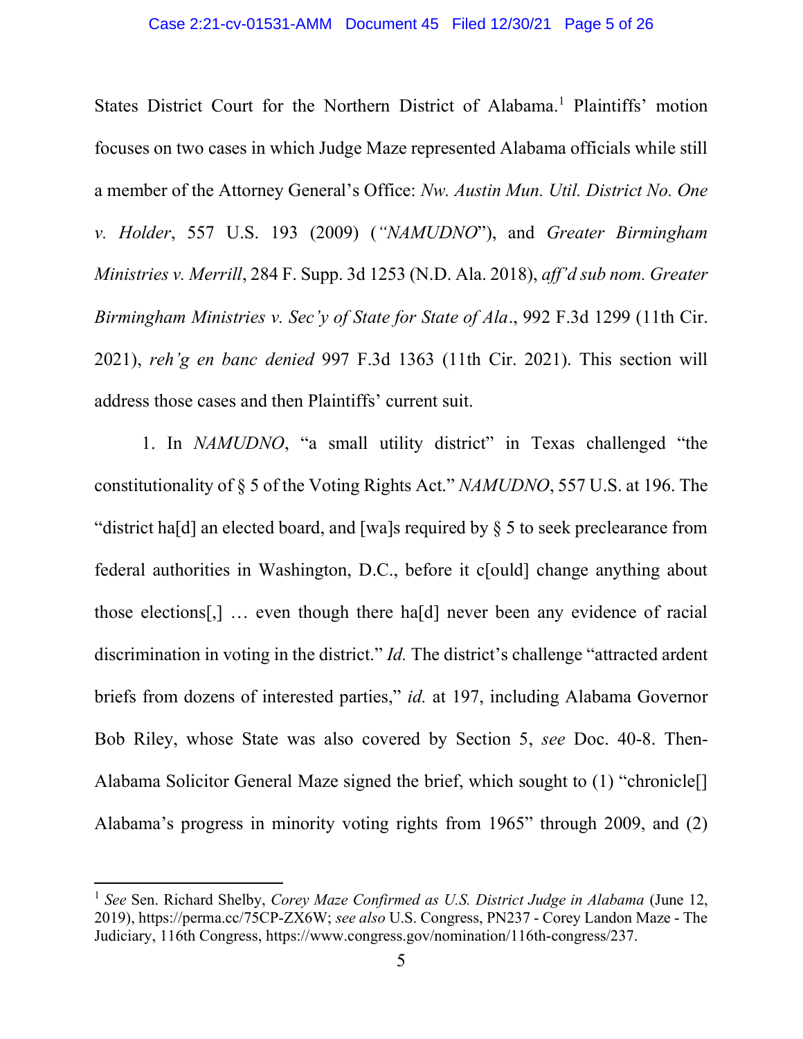States District Court for the Northern District of Alabama.[1] Plaintiffs' motion focuses on two cases in which Judge Maze represented Alabama officials while still a member of the Attorney General's Office: *Nw. Austin Mun. Util. District No. One v. Holder*, 557 U.S. 193 (2009) (*"NAMUDNO"*), and *Greater Birmingham Ministries v. Merrill*, 284 F. Supp. 3d 1253 (N.D. Ala. 2018), *aff'd sub nom. Greater Birmingham Ministries v. Sec'y of State for State of Ala*., 992 F.3d 1299 (11th Cir. 2021), *reh'g en banc denied* 997 F.3d 1363 (11th Cir. 2021). This section will address those cases and then Plaintiffs' current suit.

1. In *NAMUDNO*, "a small utility district" in Texas challenged "the constitutionality of § 5 of the Voting Rights Act." *NAMUDNO*, 557 U.S. at 196. The "district ha[d] an elected board, and [wa]s required by § 5 to seek preclearance from federal authorities in Washington, D.C., before it c[ould] change anything about those elections[,] … even though there ha[d] never been any evidence of racial discrimination in voting in the district." *Id.* The district's challenge "attracted ardent briefs from dozens of interested parties," *id.* at 197, including Alabama Governor Bob Riley, whose State was also covered by Section 5, *see* Doc. 40-8. Then-Alabama Solicitor General Maze signed the brief, which sought to (1) "chronicle[] Alabama's progress in minority voting rights from 1965" through 2009, and (2)

---

[1] *See* Sen. Richard Shelby, *Corey Maze Confirmed as U.S. District Judge in Alabama* (June 12, 2019), https://perma.cc/75CP-ZX6W; *see also* U.S. Congress, PN237 - Corey Landon Maze - The Judiciary, 116th Congress, https://www.congress.gov/nomination/116th-congress/237.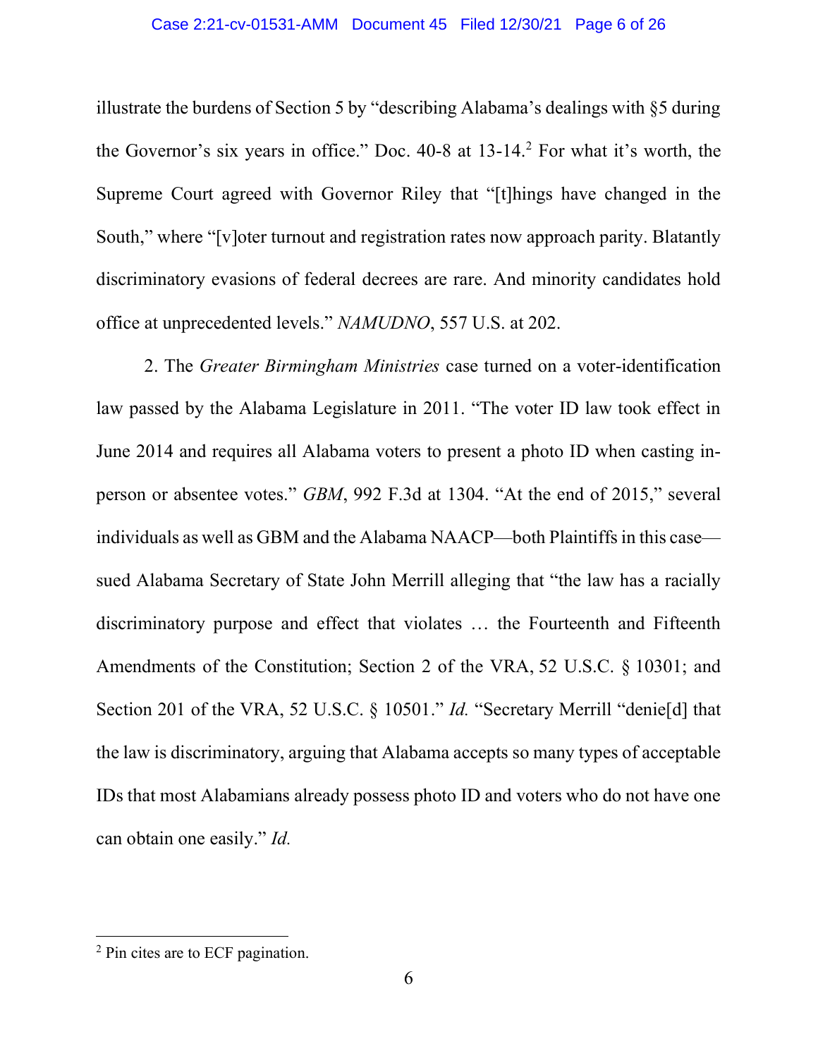illustrate the burdens of Section 5 by "describing Alabama's dealings with §5 during the Governor's six years in office." Doc. 40-8 at 13-14.[2] For what it's worth, the Supreme Court agreed with Governor Riley that "[t]hings have changed in the South," where "[v]oter turnout and registration rates now approach parity. Blatantly discriminatory evasions of federal decrees are rare. And minority candidates hold office at unprecedented levels." *NAMUDNO*, 557 U.S. at 202.

2. The *Greater Birmingham Ministries* case turned on a voter-identification law passed by the Alabama Legislature in 2011. "The voter ID law took effect in June 2014 and requires all Alabama voters to present a photo ID when casting in-person or absentee votes." *GBM*, 992 F.3d at 1304. "At the end of 2015," several individuals as well as GBM and the Alabama NAACP—both Plaintiffs in this case—sued Alabama Secretary of State John Merrill alleging that "the law has a racially discriminatory purpose and effect that violates … the Fourteenth and Fifteenth Amendments of the Constitution; Section 2 of the VRA, 52 U.S.C. § 10301; and Section 201 of the VRA, 52 U.S.C. § 10501." *Id.* "Secretary Merrill "denie[d] that the law is discriminatory, arguing that Alabama accepts so many types of acceptable IDs that most Alabamians already possess photo ID and voters who do not have one can obtain one easily." *Id.*

---

[2] Pin cites are to ECF pagination.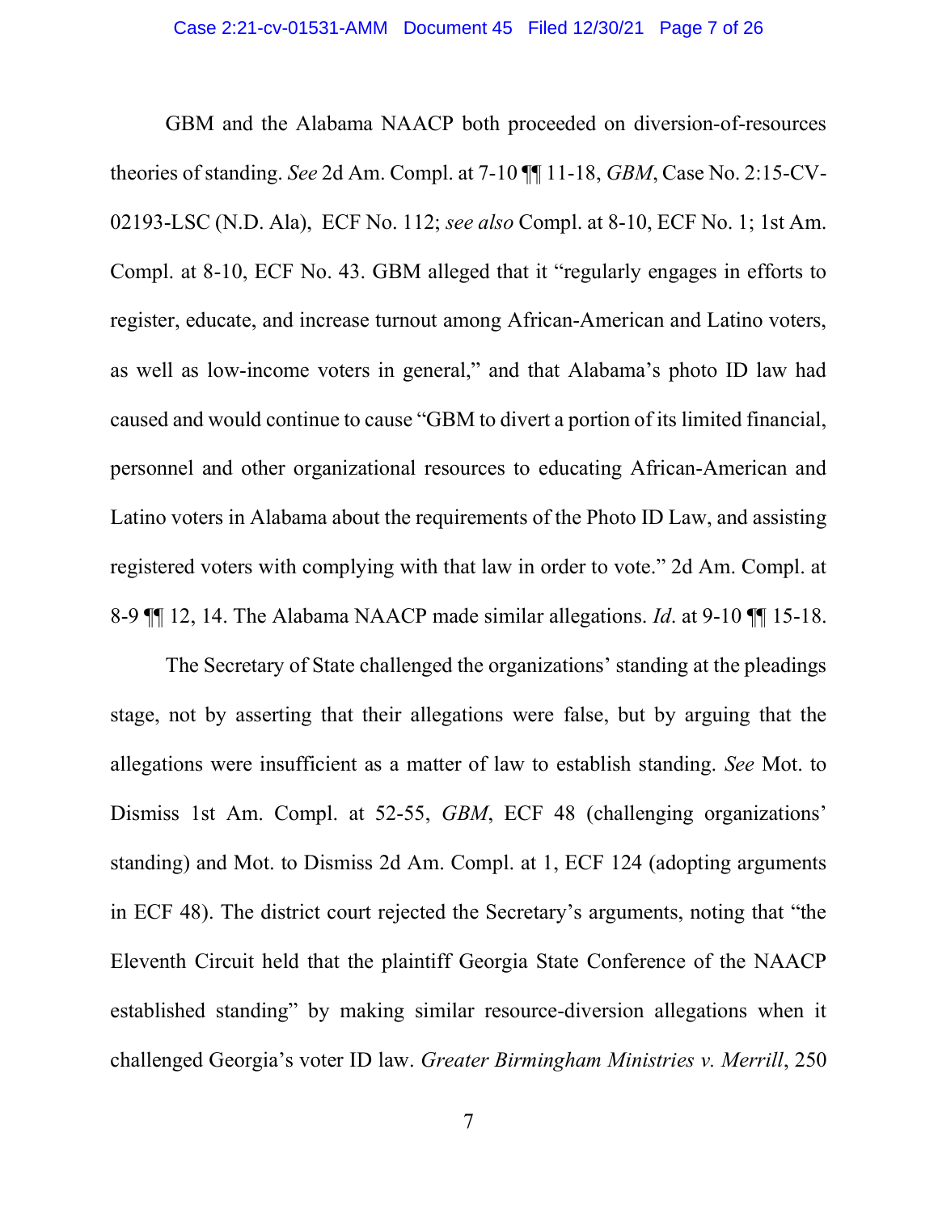GBM and the Alabama NAACP both proceeded on diversion-of-resources theories of standing. *See* 2d Am. Compl. at 7-10 ¶¶ 11-18, *GBM*, Case No. 2:15-CV-02193-LSC (N.D. Ala), ECF No. 112; *see also* Compl. at 8-10, ECF No. 1; 1st Am. Compl. at 8-10, ECF No. 43. GBM alleged that it "regularly engages in efforts to register, educate, and increase turnout among African-American and Latino voters, as well as low-income voters in general," and that Alabama's photo ID law had caused and would continue to cause "GBM to divert a portion of its limited financial, personnel and other organizational resources to educating African-American and Latino voters in Alabama about the requirements of the Photo ID Law, and assisting registered voters with complying with that law in order to vote." 2d Am. Compl. at 8-9 ¶¶ 12, 14. The Alabama NAACP made similar allegations. *Id*. at 9-10 ¶¶ 15-18.

The Secretary of State challenged the organizations' standing at the pleadings stage, not by asserting that their allegations were false, but by arguing that the allegations were insufficient as a matter of law to establish standing. *See* Mot. to Dismiss 1st Am. Compl. at 52-55, *GBM*, ECF 48 (challenging organizations' standing) and Mot. to Dismiss 2d Am. Compl. at 1, ECF 124 (adopting arguments in ECF 48). The district court rejected the Secretary's arguments, noting that "the Eleventh Circuit held that the plaintiff Georgia State Conference of the NAACP established standing" by making similar resource-diversion allegations when it challenged Georgia's voter ID law. *Greater Birmingham Ministries v. Merrill*, 250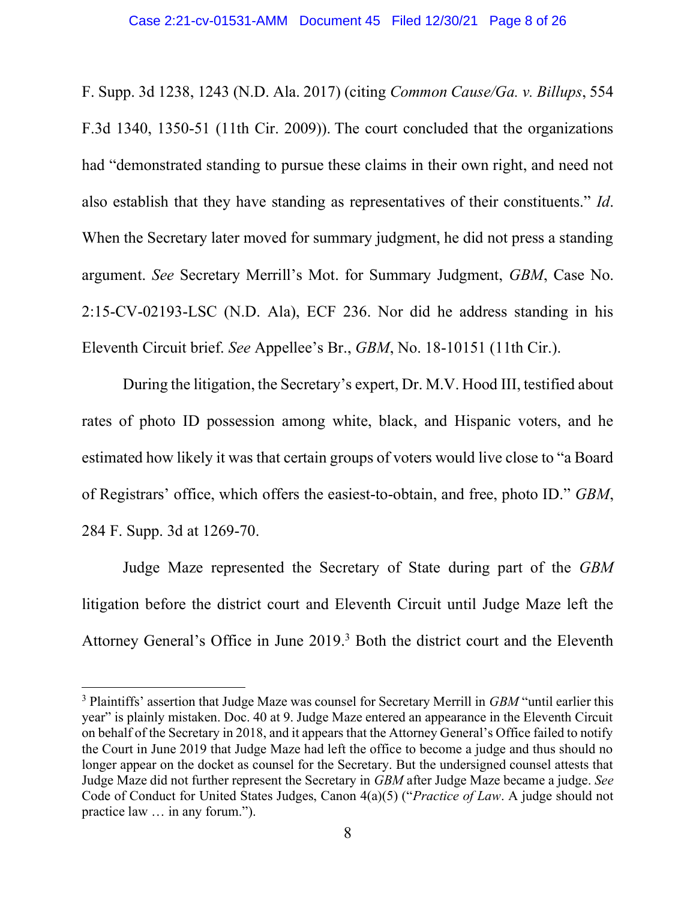F. Supp. 3d 1238, 1243 (N.D. Ala. 2017) (citing *Common Cause/Ga. v. Billups*, 554 F.3d 1340, 1350-51 (11th Cir. 2009)). The court concluded that the organizations had "demonstrated standing to pursue these claims in their own right, and need not also establish that they have standing as representatives of their constituents." *Id*. When the Secretary later moved for summary judgment, he did not press a standing argument. *See* Secretary Merrill's Mot. for Summary Judgment, *GBM*, Case No. 2:15-CV-02193-LSC (N.D. Ala), ECF 236. Nor did he address standing in his Eleventh Circuit brief. *See* Appellee's Br., *GBM*, No. 18-10151 (11th Cir.).

During the litigation, the Secretary's expert, Dr. M.V. Hood III, testified about rates of photo ID possession among white, black, and Hispanic voters, and he estimated how likely it was that certain groups of voters would live close to "a Board of Registrars' office, which offers the easiest-to-obtain, and free, photo ID." *GBM*, 284 F. Supp. 3d at 1269-70.

Judge Maze represented the Secretary of State during part of the *GBM* litigation before the district court and Eleventh Circuit until Judge Maze left the Attorney General's Office in June 2019.[3] Both the district court and the Eleventh

[3] Plaintiffs' assertion that Judge Maze was counsel for Secretary Merrill in *GBM* "until earlier this year" is plainly mistaken. Doc. 40 at 9. Judge Maze entered an appearance in the Eleventh Circuit on behalf of the Secretary in 2018, and it appears that the Attorney General's Office failed to notify the Court in June 2019 that Judge Maze had left the office to become a judge and thus should no longer appear on the docket as counsel for the Secretary. But the undersigned counsel attests that Judge Maze did not further represent the Secretary in *GBM* after Judge Maze became a judge. *See* Code of Conduct for United States Judges, Canon 4(a)(5) ("*Practice of Law*. A judge should not practice law … in any forum.").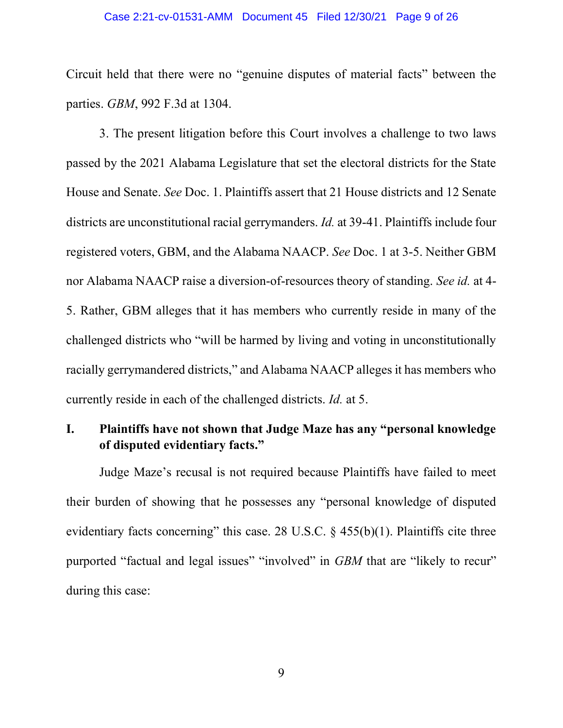Circuit held that there were no "genuine disputes of material facts" between the parties. *GBM*, 992 F.3d at 1304.

3. The present litigation before this Court involves a challenge to two laws passed by the 2021 Alabama Legislature that set the electoral districts for the State House and Senate. *See* Doc. 1. Plaintiffs assert that 21 House districts and 12 Senate districts are unconstitutional racial gerrymanders. *Id.* at 39-41. Plaintiffs include four registered voters, GBM, and the Alabama NAACP. *See* Doc. 1 at 3-5. Neither GBM nor Alabama NAACP raise a diversion-of-resources theory of standing. *See id.* at 4-5. Rather, GBM alleges that it has members who currently reside in many of the challenged districts who "will be harmed by living and voting in unconstitutionally racially gerrymandered districts," and Alabama NAACP alleges it has members who currently reside in each of the challenged districts. *Id.* at 5.

## I. Plaintiffs have not shown that Judge Maze has any "personal knowledge of disputed evidentiary facts."

Judge Maze's recusal is not required because Plaintiffs have failed to meet their burden of showing that he possesses any "personal knowledge of disputed evidentiary facts concerning" this case. 28 U.S.C. § 455(b)(1). Plaintiffs cite three purported "factual and legal issues" "involved" in *GBM* that are "likely to recur" during this case: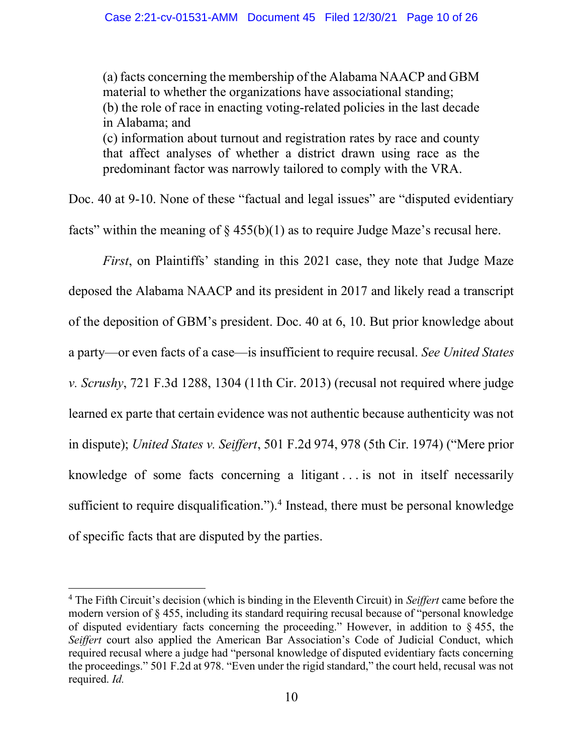> (a) facts concerning the membership of the Alabama NAACP and GBM material to whether the organizations have associational standing;
> (b) the role of race in enacting voting-related policies in the last decade in Alabama; and
> (c) information about turnout and registration rates by race and county that affect analyses of whether a district drawn using race as the predominant factor was narrowly tailored to comply with the VRA.

Doc. 40 at 9-10. None of these "factual and legal issues" are "disputed evidentiary facts" within the meaning of § 455(b)(1) as to require Judge Maze's recusal here.

*First*, on Plaintiffs' standing in this 2021 case, they note that Judge Maze deposed the Alabama NAACP and its president in 2017 and likely read a transcript of the deposition of GBM's president. Doc. 40 at 6, 10. But prior knowledge about a party—or even facts of a case—is insufficient to require recusal. *See United States v. Scrushy*, 721 F.3d 1288, 1304 (11th Cir. 2013) (recusal not required where judge learned ex parte that certain evidence was not authentic because authenticity was not in dispute); *United States v. Seiffert*, 501 F.2d 974, 978 (5th Cir. 1974) ("Mere prior knowledge of some facts concerning a litigant . . . is not in itself necessarily sufficient to require disqualification.").[4] Instead, there must be personal knowledge of specific facts that are disputed by the parties.

---

[4] The Fifth Circuit's decision (which is binding in the Eleventh Circuit) in *Seiffert* came before the modern version of § 455, including its standard requiring recusal because of "personal knowledge of disputed evidentiary facts concerning the proceeding." However, in addition to § 455, the *Seiffert* court also applied the American Bar Association's Code of Judicial Conduct, which required recusal where a judge had "personal knowledge of disputed evidentiary facts concerning the proceedings." 501 F.2d at 978. "Even under the rigid standard," the court held, recusal was not required. *Id.*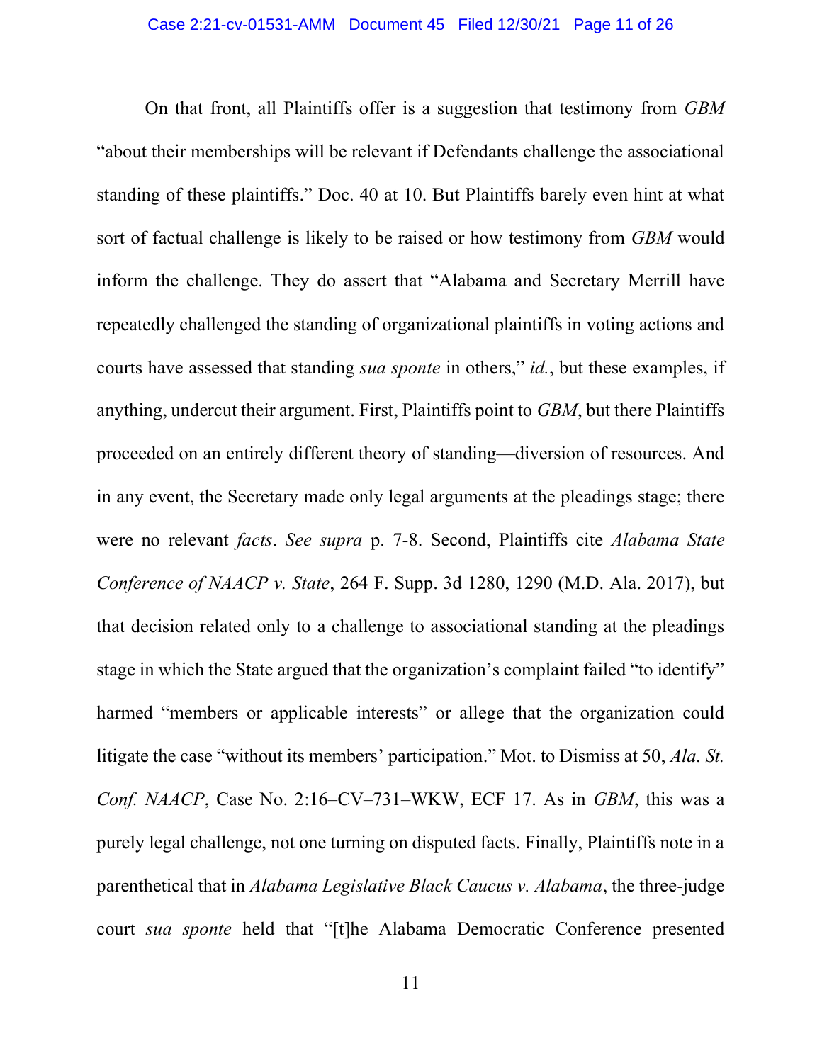On that front, all Plaintiffs offer is a suggestion that testimony from *GBM* "about their memberships will be relevant if Defendants challenge the associational standing of these plaintiffs." Doc. 40 at 10. But Plaintiffs barely even hint at what sort of factual challenge is likely to be raised or how testimony from *GBM* would inform the challenge. They do assert that "Alabama and Secretary Merrill have repeatedly challenged the standing of organizational plaintiffs in voting actions and courts have assessed that standing *sua sponte* in others," *id.*, but these examples, if anything, undercut their argument. First, Plaintiffs point to *GBM*, but there Plaintiffs proceeded on an entirely different theory of standing—diversion of resources. And in any event, the Secretary made only legal arguments at the pleadings stage; there were no relevant *facts*. *See supra* p. 7-8. Second, Plaintiffs cite *Alabama State Conference of NAACP v. State*, 264 F. Supp. 3d 1280, 1290 (M.D. Ala. 2017), but that decision related only to a challenge to associational standing at the pleadings stage in which the State argued that the organization's complaint failed "to identify" harmed "members or applicable interests" or allege that the organization could litigate the case "without its members' participation." Mot. to Dismiss at 50, *Ala. St. Conf. NAACP*, Case No. 2:16–CV–731–WKW, ECF 17. As in *GBM*, this was a purely legal challenge, not one turning on disputed facts. Finally, Plaintiffs note in a parenthetical that in *Alabama Legislative Black Caucus v. Alabama*, the three-judge court *sua sponte* held that "[t]he Alabama Democratic Conference presented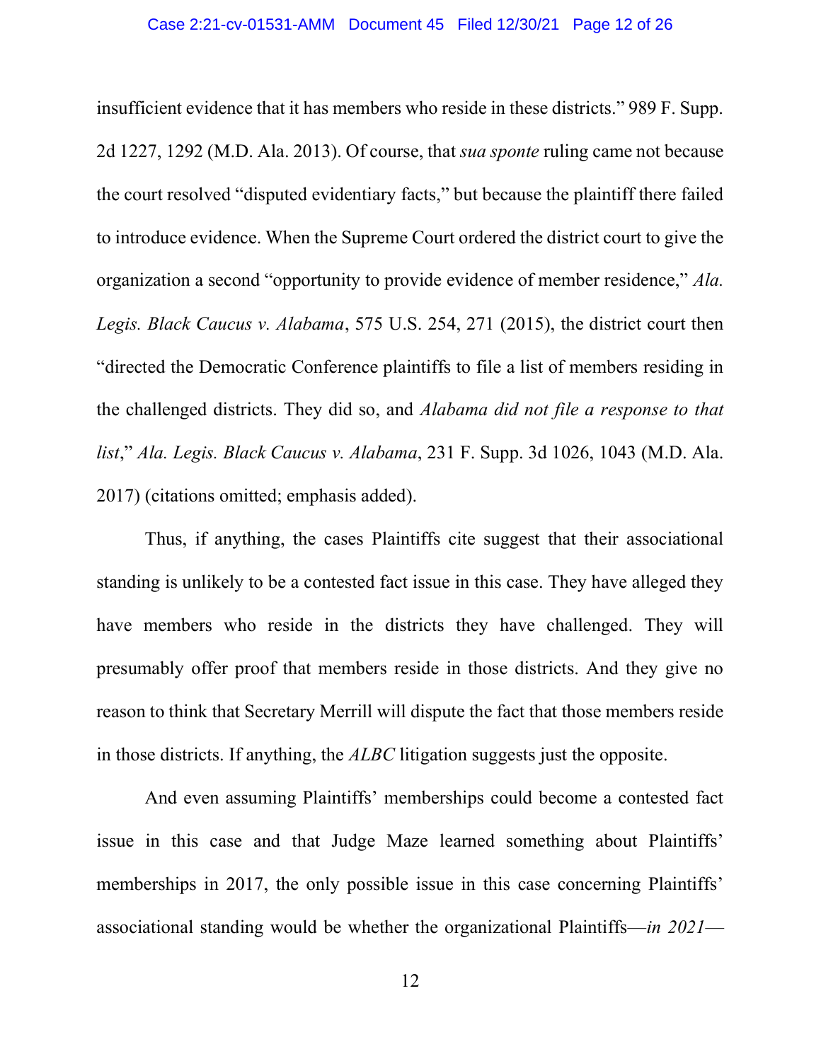insufficient evidence that it has members who reside in these districts." 989 F. Supp. 2d 1227, 1292 (M.D. Ala. 2013). Of course, that *sua sponte* ruling came not because the court resolved "disputed evidentiary facts," but because the plaintiff there failed to introduce evidence. When the Supreme Court ordered the district court to give the organization a second "opportunity to provide evidence of member residence," *Ala. Legis. Black Caucus v. Alabama*, 575 U.S. 254, 271 (2015), the district court then "directed the Democratic Conference plaintiffs to file a list of members residing in the challenged districts. They did so, and *Alabama did not file a response to that list*," *Ala. Legis. Black Caucus v. Alabama*, 231 F. Supp. 3d 1026, 1043 (M.D. Ala. 2017) (citations omitted; emphasis added).

Thus, if anything, the cases Plaintiffs cite suggest that their associational standing is unlikely to be a contested fact issue in this case. They have alleged they have members who reside in the districts they have challenged. They will presumably offer proof that members reside in those districts. And they give no reason to think that Secretary Merrill will dispute the fact that those members reside in those districts. If anything, the *ALBC* litigation suggests just the opposite.

And even assuming Plaintiffs' memberships could become a contested fact issue in this case and that Judge Maze learned something about Plaintiffs' memberships in 2017, the only possible issue in this case concerning Plaintiffs' associational standing would be whether the organizational Plaintiffs—*in 2021*—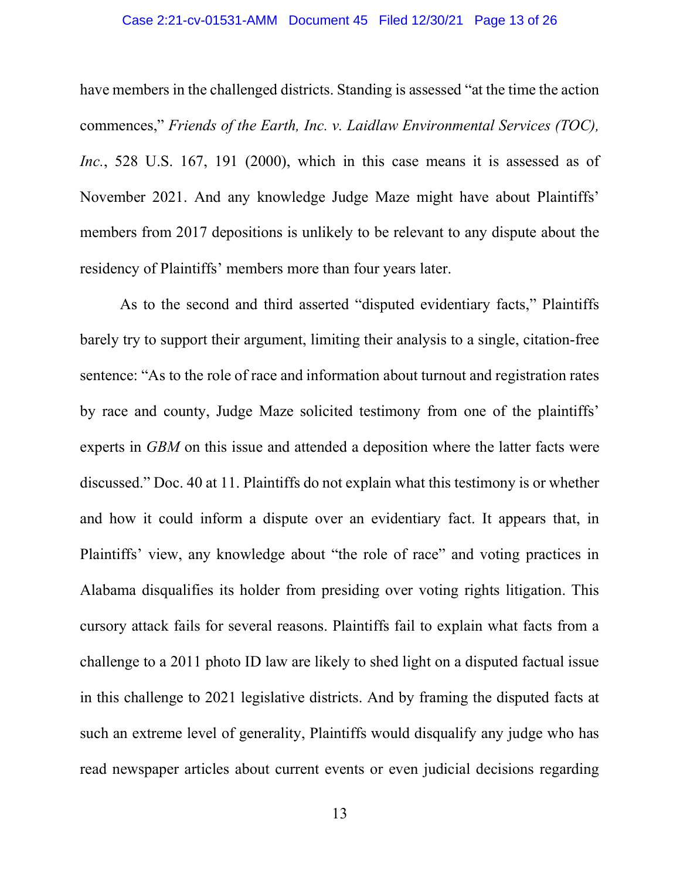have members in the challenged districts. Standing is assessed "at the time the action commences," *Friends of the Earth, Inc. v. Laidlaw Environmental Services (TOC), Inc.*, 528 U.S. 167, 191 (2000), which in this case means it is assessed as of November 2021. And any knowledge Judge Maze might have about Plaintiffs' members from 2017 depositions is unlikely to be relevant to any dispute about the residency of Plaintiffs' members more than four years later.

As to the second and third asserted "disputed evidentiary facts," Plaintiffs barely try to support their argument, limiting their analysis to a single, citation-free sentence: "As to the role of race and information about turnout and registration rates by race and county, Judge Maze solicited testimony from one of the plaintiffs' experts in *GBM* on this issue and attended a deposition where the latter facts were discussed." Doc. 40 at 11. Plaintiffs do not explain what this testimony is or whether and how it could inform a dispute over an evidentiary fact. It appears that, in Plaintiffs' view, any knowledge about "the role of race" and voting practices in Alabama disqualifies its holder from presiding over voting rights litigation. This cursory attack fails for several reasons. Plaintiffs fail to explain what facts from a challenge to a 2011 photo ID law are likely to shed light on a disputed factual issue in this challenge to 2021 legislative districts. And by framing the disputed facts at such an extreme level of generality, Plaintiffs would disqualify any judge who has read newspaper articles about current events or even judicial decisions regarding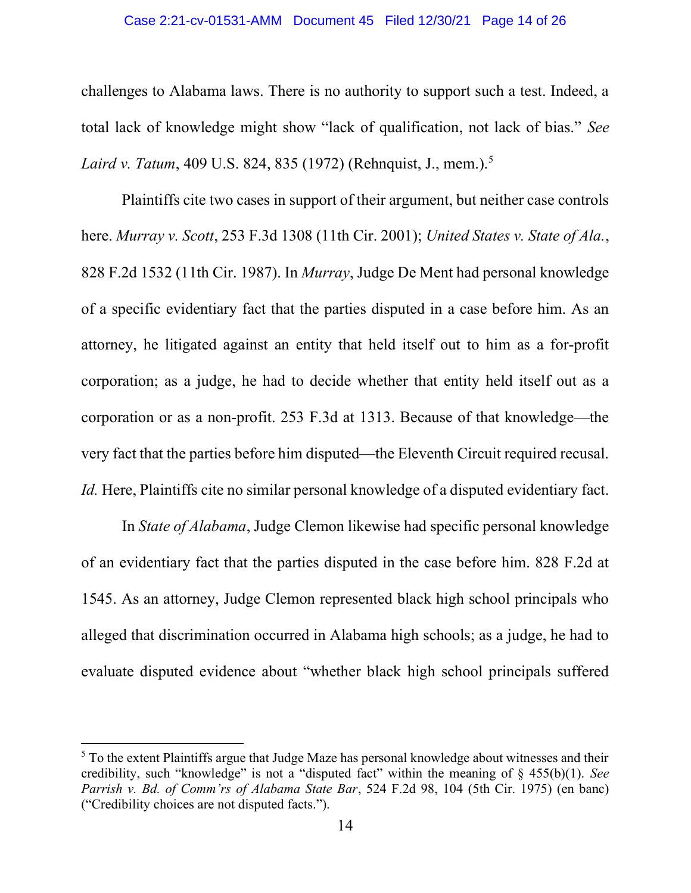challenges to Alabama laws. There is no authority to support such a test. Indeed, a total lack of knowledge might show "lack of qualification, not lack of bias." *See Laird v. Tatum*, 409 U.S. 824, 835 (1972) (Rehnquist, J., mem.).[5]

Plaintiffs cite two cases in support of their argument, but neither case controls here. *Murray v. Scott*, 253 F.3d 1308 (11th Cir. 2001); *United States v. State of Ala.*, 828 F.2d 1532 (11th Cir. 1987). In *Murray*, Judge De Ment had personal knowledge of a specific evidentiary fact that the parties disputed in a case before him. As an attorney, he litigated against an entity that held itself out to him as a for-profit corporation; as a judge, he had to decide whether that entity held itself out as a corporation or as a non-profit. 253 F.3d at 1313. Because of that knowledge—the very fact that the parties before him disputed—the Eleventh Circuit required recusal. *Id.* Here, Plaintiffs cite no similar personal knowledge of a disputed evidentiary fact.

In *State of Alabama*, Judge Clemon likewise had specific personal knowledge of an evidentiary fact that the parties disputed in the case before him. 828 F.2d at 1545. As an attorney, Judge Clemon represented black high school principals who alleged that discrimination occurred in Alabama high schools; as a judge, he had to evaluate disputed evidence about "whether black high school principals suffered

---

[5] To the extent Plaintiffs argue that Judge Maze has personal knowledge about witnesses and their credibility, such "knowledge" is not a "disputed fact" within the meaning of § 455(b)(1). *See Parrish v. Bd. of Comm'rs of Alabama State Bar*, 524 F.2d 98, 104 (5th Cir. 1975) (en banc) ("Credibility choices are not disputed facts.").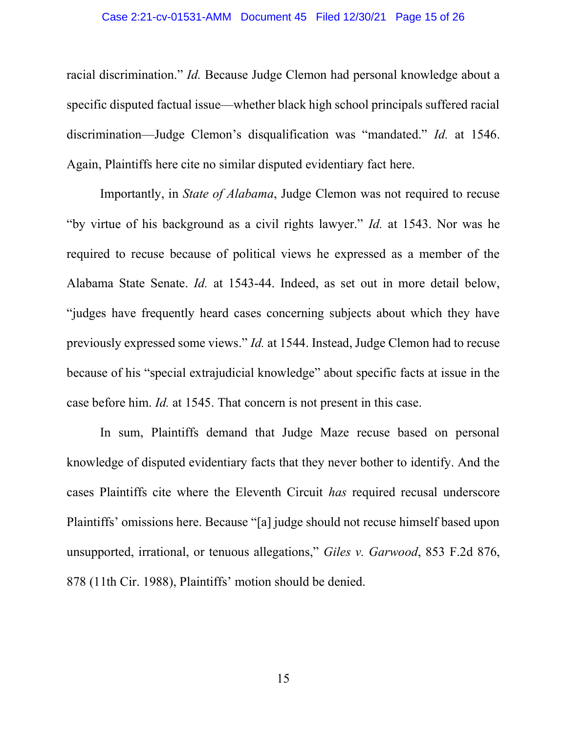racial discrimination." *Id.* Because Judge Clemon had personal knowledge about a specific disputed factual issue—whether black high school principals suffered racial discrimination—Judge Clemon's disqualification was "mandated." *Id.* at 1546. Again, Plaintiffs here cite no similar disputed evidentiary fact here.

Importantly, in *State of Alabama*, Judge Clemon was not required to recuse "by virtue of his background as a civil rights lawyer." *Id.* at 1543. Nor was he required to recuse because of political views he expressed as a member of the Alabama State Senate. *Id.* at 1543-44. Indeed, as set out in more detail below, "judges have frequently heard cases concerning subjects about which they have previously expressed some views." *Id.* at 1544. Instead, Judge Clemon had to recuse because of his "special extrajudicial knowledge" about specific facts at issue in the case before him. *Id.* at 1545. That concern is not present in this case.

In sum, Plaintiffs demand that Judge Maze recuse based on personal knowledge of disputed evidentiary facts that they never bother to identify. And the cases Plaintiffs cite where the Eleventh Circuit *has* required recusal underscore Plaintiffs' omissions here. Because "[a] judge should not recuse himself based upon unsupported, irrational, or tenuous allegations," *Giles v. Garwood*, 853 F.2d 876, 878 (11th Cir. 1988), Plaintiffs' motion should be denied.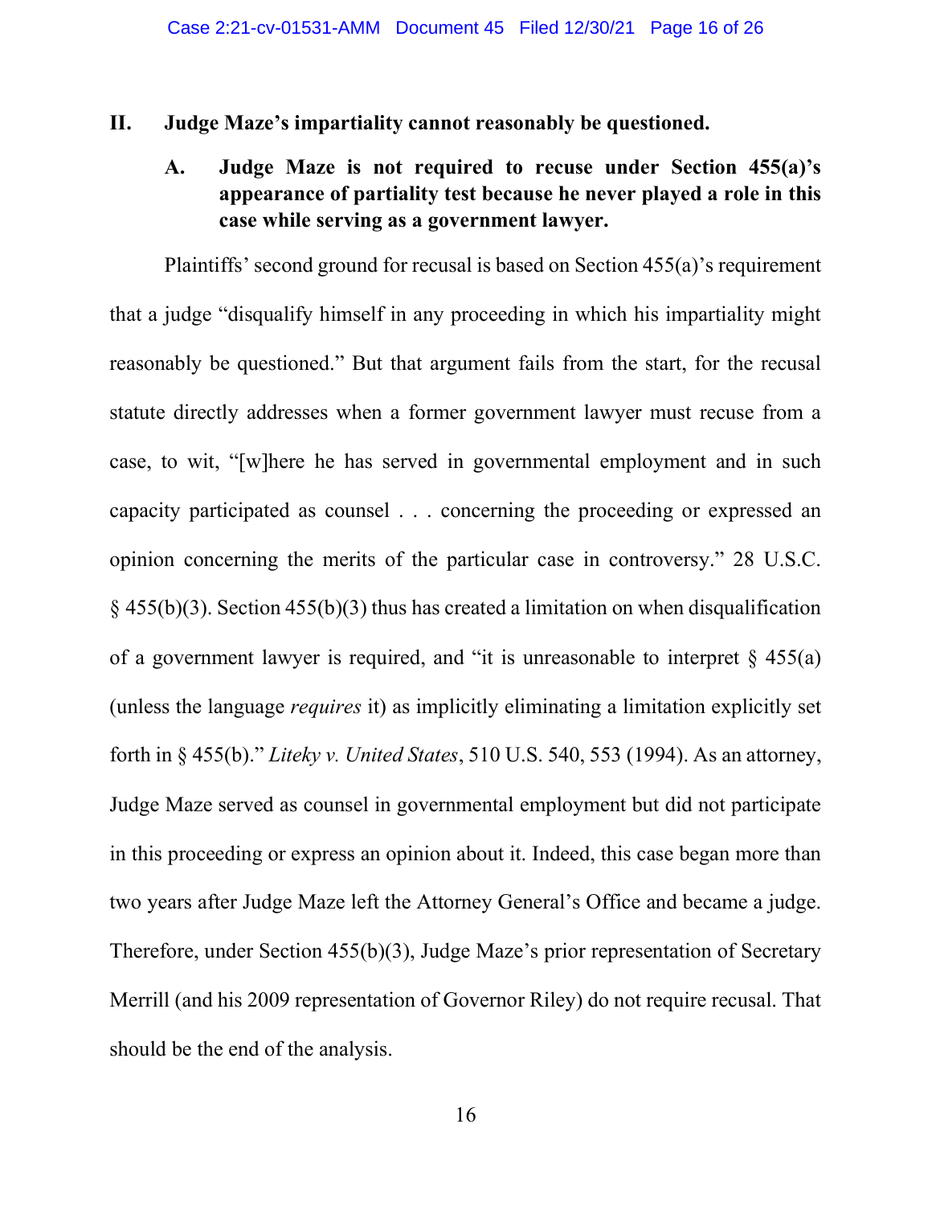## II. Judge Maze's impartiality cannot reasonably be questioned.

### A. Judge Maze is not required to recuse under Section 455(a)'s appearance of partiality test because he never played a role in this case while serving as a government lawyer.

Plaintiffs' second ground for recusal is based on Section 455(a)'s requirement that a judge "disqualify himself in any proceeding in which his impartiality might reasonably be questioned." But that argument fails from the start, for the recusal statute directly addresses when a former government lawyer must recuse from a case, to wit, "[w]here he has served in governmental employment and in such capacity participated as counsel . . . concerning the proceeding or expressed an opinion concerning the merits of the particular case in controversy." 28 U.S.C. § 455(b)(3). Section 455(b)(3) thus has created a limitation on when disqualification of a government lawyer is required, and "it is unreasonable to interpret § 455(a) (unless the language *requires* it) as implicitly eliminating a limitation explicitly set forth in § 455(b)." *Liteky v. United States*, 510 U.S. 540, 553 (1994). As an attorney, Judge Maze served as counsel in governmental employment but did not participate in this proceeding or express an opinion about it. Indeed, this case began more than two years after Judge Maze left the Attorney General's Office and became a judge. Therefore, under Section 455(b)(3), Judge Maze's prior representation of Secretary Merrill (and his 2009 representation of Governor Riley) do not require recusal. That should be the end of the analysis.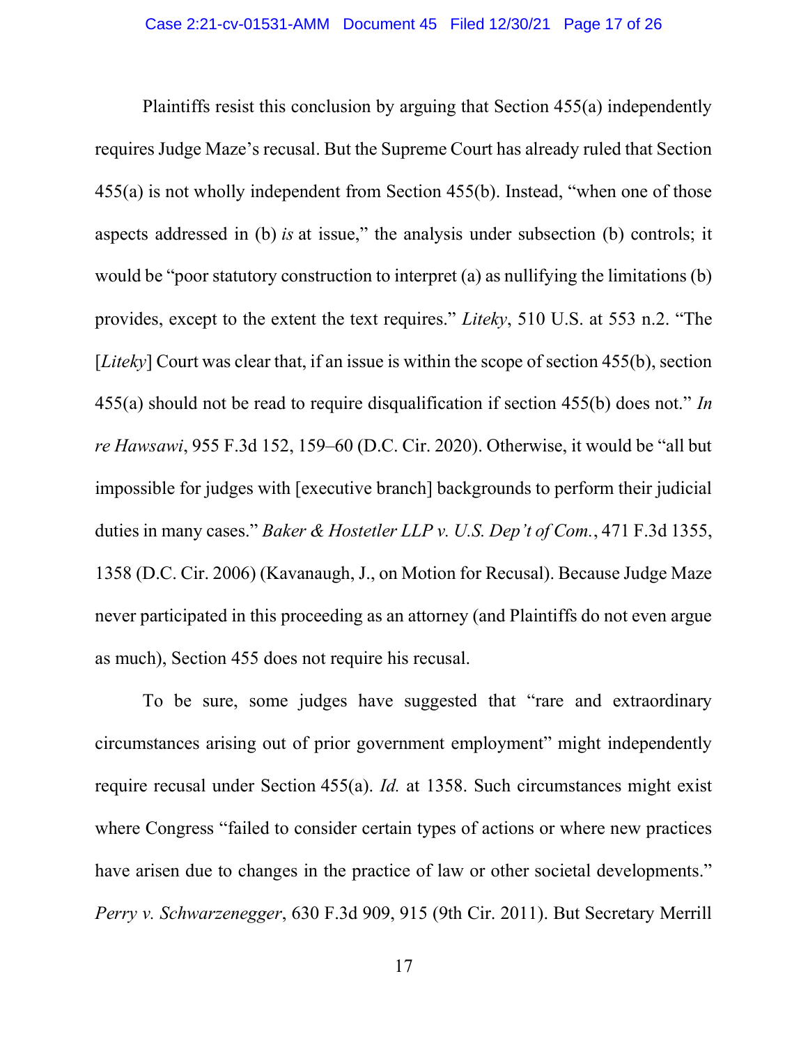Plaintiffs resist this conclusion by arguing that Section 455(a) independently requires Judge Maze's recusal. But the Supreme Court has already ruled that Section 455(a) is not wholly independent from Section 455(b). Instead, "when one of those aspects addressed in (b) *is* at issue," the analysis under subsection (b) controls; it would be "poor statutory construction to interpret (a) as nullifying the limitations (b) provides, except to the extent the text requires." *Liteky*, 510 U.S. at 553 n.2. "The [*Liteky*] Court was clear that, if an issue is within the scope of section 455(b), section 455(a) should not be read to require disqualification if section 455(b) does not." *In re Hawsawi*, 955 F.3d 152, 159–60 (D.C. Cir. 2020). Otherwise, it would be "all but impossible for judges with [executive branch] backgrounds to perform their judicial duties in many cases." *Baker & Hostetler LLP v. U.S. Dep't of Com.*, 471 F.3d 1355, 1358 (D.C. Cir. 2006) (Kavanaugh, J., on Motion for Recusal). Because Judge Maze never participated in this proceeding as an attorney (and Plaintiffs do not even argue as much), Section 455 does not require his recusal.

To be sure, some judges have suggested that "rare and extraordinary circumstances arising out of prior government employment" might independently require recusal under Section 455(a). *Id.* at 1358. Such circumstances might exist where Congress "failed to consider certain types of actions or where new practices have arisen due to changes in the practice of law or other societal developments." *Perry v. Schwarzenegger*, 630 F.3d 909, 915 (9th Cir. 2011). But Secretary Merrill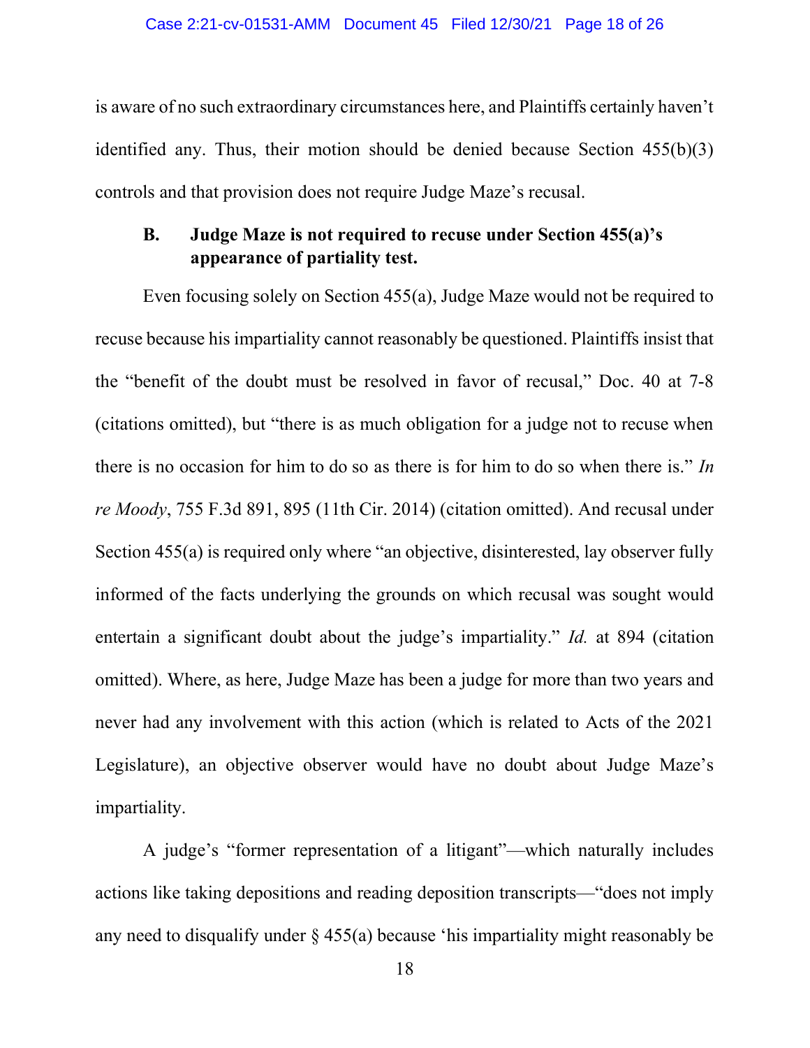is aware of no such extraordinary circumstances here, and Plaintiffs certainly haven't identified any. Thus, their motion should be denied because Section 455(b)(3) controls and that provision does not require Judge Maze's recusal.

### B. Judge Maze is not required to recuse under Section 455(a)'s appearance of partiality test.

Even focusing solely on Section 455(a), Judge Maze would not be required to recuse because his impartiality cannot reasonably be questioned. Plaintiffs insist that the "benefit of the doubt must be resolved in favor of recusal," Doc. 40 at 7-8 (citations omitted), but "there is as much obligation for a judge not to recuse when there is no occasion for him to do so as there is for him to do so when there is." *In re Moody*, 755 F.3d 891, 895 (11th Cir. 2014) (citation omitted). And recusal under Section 455(a) is required only where "an objective, disinterested, lay observer fully informed of the facts underlying the grounds on which recusal was sought would entertain a significant doubt about the judge's impartiality." *Id.* at 894 (citation omitted). Where, as here, Judge Maze has been a judge for more than two years and never had any involvement with this action (which is related to Acts of the 2021 Legislature), an objective observer would have no doubt about Judge Maze's impartiality.

A judge's "former representation of a litigant"—which naturally includes actions like taking depositions and reading deposition transcripts—"does not imply any need to disqualify under § 455(a) because 'his impartiality might reasonably be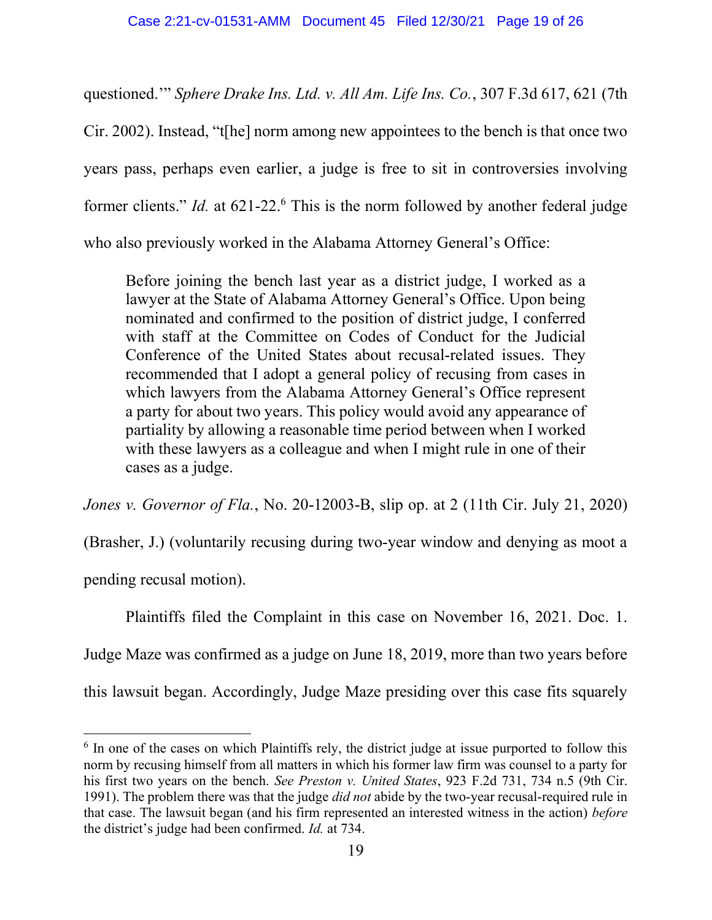questioned.'" *Sphere Drake Ins. Ltd. v. All Am. Life Ins. Co.*, 307 F.3d 617, 621 (7th Cir. 2002). Instead, "t[he] norm among new appointees to the bench is that once two years pass, perhaps even earlier, a judge is free to sit in controversies involving former clients." *Id.* at 621-22.[6] This is the norm followed by another federal judge who also previously worked in the Alabama Attorney General's Office:

> Before joining the bench last year as a district judge, I worked as a lawyer at the State of Alabama Attorney General's Office. Upon being nominated and confirmed to the position of district judge, I conferred with staff at the Committee on Codes of Conduct for the Judicial Conference of the United States about recusal-related issues. They recommended that I adopt a general policy of recusing from cases in which lawyers from the Alabama Attorney General's Office represent a party for about two years. This policy would avoid any appearance of partiality by allowing a reasonable time period between when I worked with these lawyers as a colleague and when I might rule in one of their cases as a judge.

*Jones v. Governor of Fla.*, No. 20-12003-B, slip op. at 2 (11th Cir. July 21, 2020) (Brasher, J.) (voluntarily recusing during two-year window and denying as moot a pending recusal motion).

Plaintiffs filed the Complaint in this case on November 16, 2021. Doc. 1. Judge Maze was confirmed as a judge on June 18, 2019, more than two years before this lawsuit began. Accordingly, Judge Maze presiding over this case fits squarely

---

[6] In one of the cases on which Plaintiffs rely, the district judge at issue purported to follow this norm by recusing himself from all matters in which his former law firm was counsel to a party for his first two years on the bench. *See Preston v. United States*, 923 F.2d 731, 734 n.5 (9th Cir. 1991). The problem there was that the judge *did not* abide by the two-year recusal-required rule in that case. The lawsuit began (and his firm represented an interested witness in the action) *before* the district's judge had been confirmed. *Id.* at 734.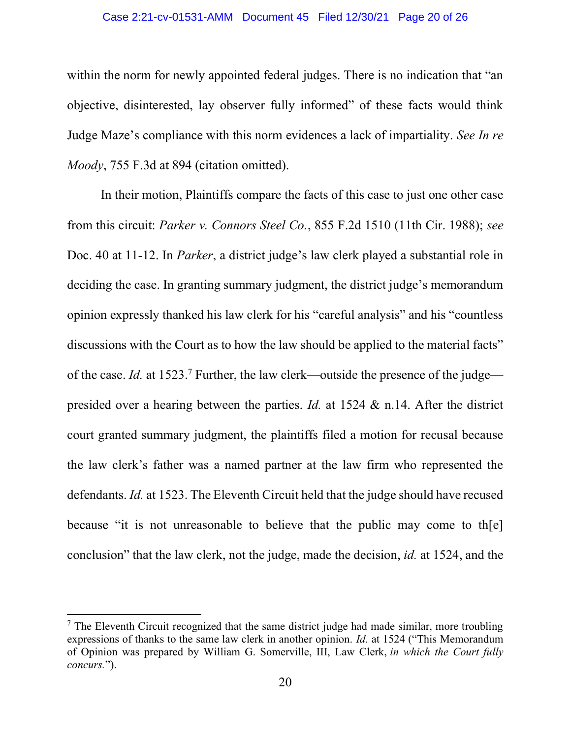within the norm for newly appointed federal judges. There is no indication that "an objective, disinterested, lay observer fully informed" of these facts would think Judge Maze's compliance with this norm evidences a lack of impartiality. *See In re Moody*, 755 F.3d at 894 (citation omitted).

In their motion, Plaintiffs compare the facts of this case to just one other case from this circuit: *Parker v. Connors Steel Co.*, 855 F.2d 1510 (11th Cir. 1988); *see* Doc. 40 at 11-12. In *Parker*, a district judge's law clerk played a substantial role in deciding the case. In granting summary judgment, the district judge's memorandum opinion expressly thanked his law clerk for his "careful analysis" and his "countless discussions with the Court as to how the law should be applied to the material facts" of the case. *Id.* at 1523.[7] Further, the law clerk—outside the presence of the judge—presided over a hearing between the parties. *Id.* at 1524 & n.14. After the district court granted summary judgment, the plaintiffs filed a motion for recusal because the law clerk's father was a named partner at the law firm who represented the defendants. *Id.* at 1523. The Eleventh Circuit held that the judge should have recused because "it is not unreasonable to believe that the public may come to th[e] conclusion" that the law clerk, not the judge, made the decision, *id.* at 1524, and the

---

[7] The Eleventh Circuit recognized that the same district judge had made similar, more troubling expressions of thanks to the same law clerk in another opinion. *Id.* at 1524 ("This Memorandum of Opinion was prepared by William G. Somerville, III, Law Clerk, *in which the Court fully concurs.*").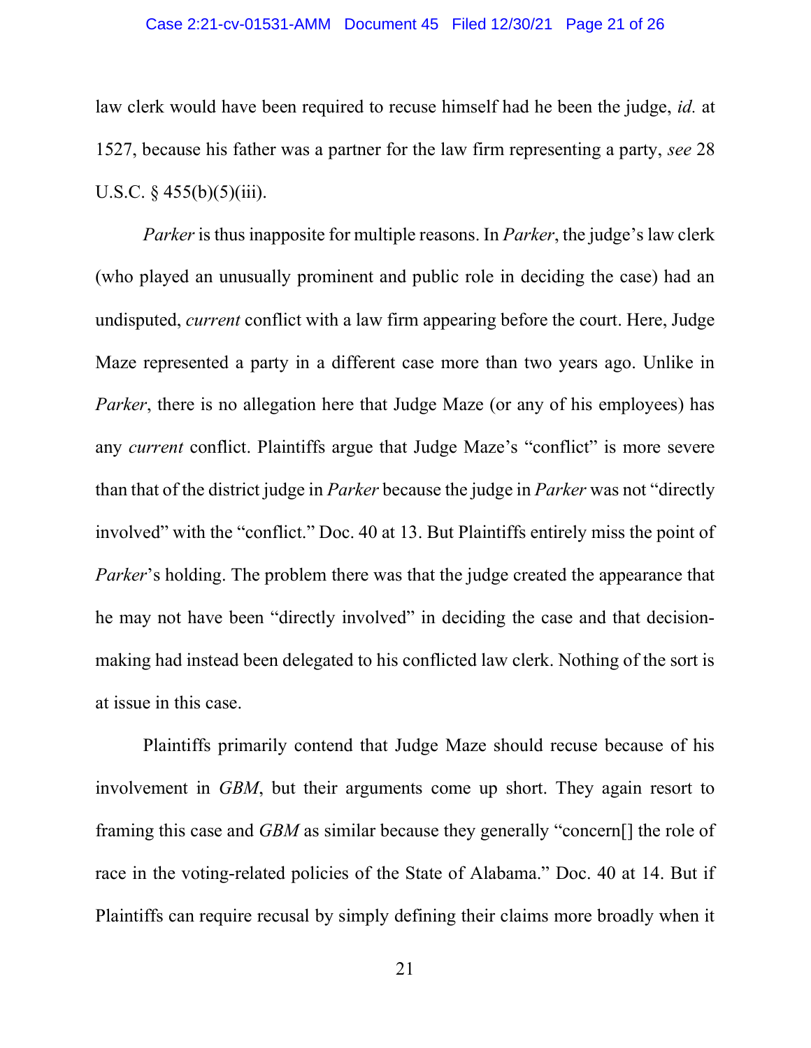law clerk would have been required to recuse himself had he been the judge, *id.* at 1527, because his father was a partner for the law firm representing a party, *see* 28 U.S.C. § 455(b)(5)(iii).

*Parker* is thus inapposite for multiple reasons. In *Parker*, the judge's law clerk (who played an unusually prominent and public role in deciding the case) had an undisputed, *current* conflict with a law firm appearing before the court. Here, Judge Maze represented a party in a different case more than two years ago. Unlike in *Parker*, there is no allegation here that Judge Maze (or any of his employees) has any *current* conflict. Plaintiffs argue that Judge Maze's "conflict" is more severe than that of the district judge in *Parker* because the judge in *Parker* was not "directly involved" with the "conflict." Doc. 40 at 13. But Plaintiffs entirely miss the point of *Parker*'s holding. The problem there was that the judge created the appearance that he may not have been "directly involved" in deciding the case and that decision-making had instead been delegated to his conflicted law clerk. Nothing of the sort is at issue in this case.

Plaintiffs primarily contend that Judge Maze should recuse because of his involvement in *GBM*, but their arguments come up short. They again resort to framing this case and *GBM* as similar because they generally "concern[] the role of race in the voting-related policies of the State of Alabama." Doc. 40 at 14. But if Plaintiffs can require recusal by simply defining their claims more broadly when it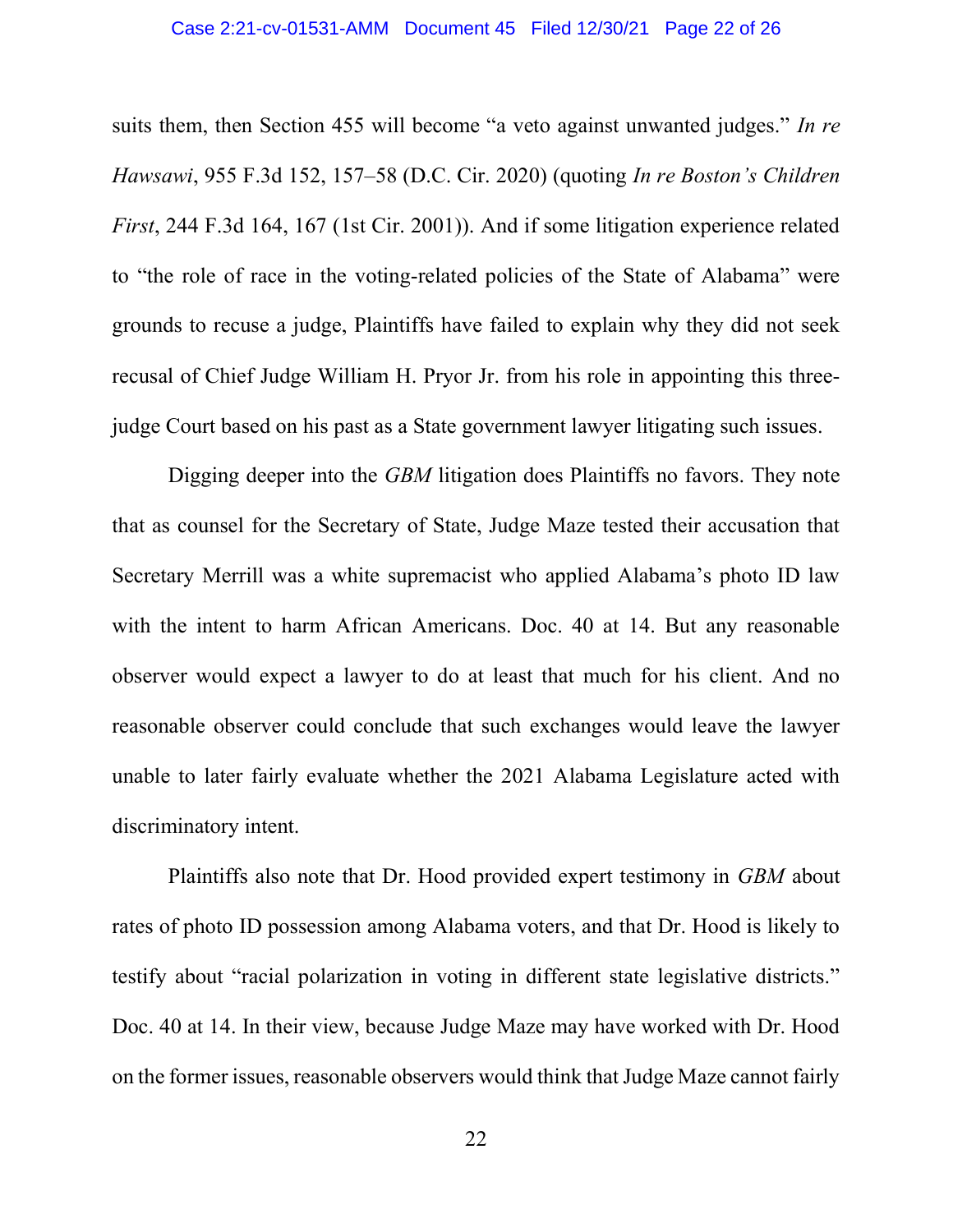suits them, then Section 455 will become "a veto against unwanted judges." *In re Hawsawi*, 955 F.3d 152, 157–58 (D.C. Cir. 2020) (quoting *In re Boston's Children First*, 244 F.3d 164, 167 (1st Cir. 2001)). And if some litigation experience related to "the role of race in the voting-related policies of the State of Alabama" were grounds to recuse a judge, Plaintiffs have failed to explain why they did not seek recusal of Chief Judge William H. Pryor Jr. from his role in appointing this three-judge Court based on his past as a State government lawyer litigating such issues.

Digging deeper into the *GBM* litigation does Plaintiffs no favors. They note that as counsel for the Secretary of State, Judge Maze tested their accusation that Secretary Merrill was a white supremacist who applied Alabama's photo ID law with the intent to harm African Americans. Doc. 40 at 14. But any reasonable observer would expect a lawyer to do at least that much for his client. And no reasonable observer could conclude that such exchanges would leave the lawyer unable to later fairly evaluate whether the 2021 Alabama Legislature acted with discriminatory intent.

Plaintiffs also note that Dr. Hood provided expert testimony in *GBM* about rates of photo ID possession among Alabama voters, and that Dr. Hood is likely to testify about "racial polarization in voting in different state legislative districts." Doc. 40 at 14. In their view, because Judge Maze may have worked with Dr. Hood on the former issues, reasonable observers would think that Judge Maze cannot fairly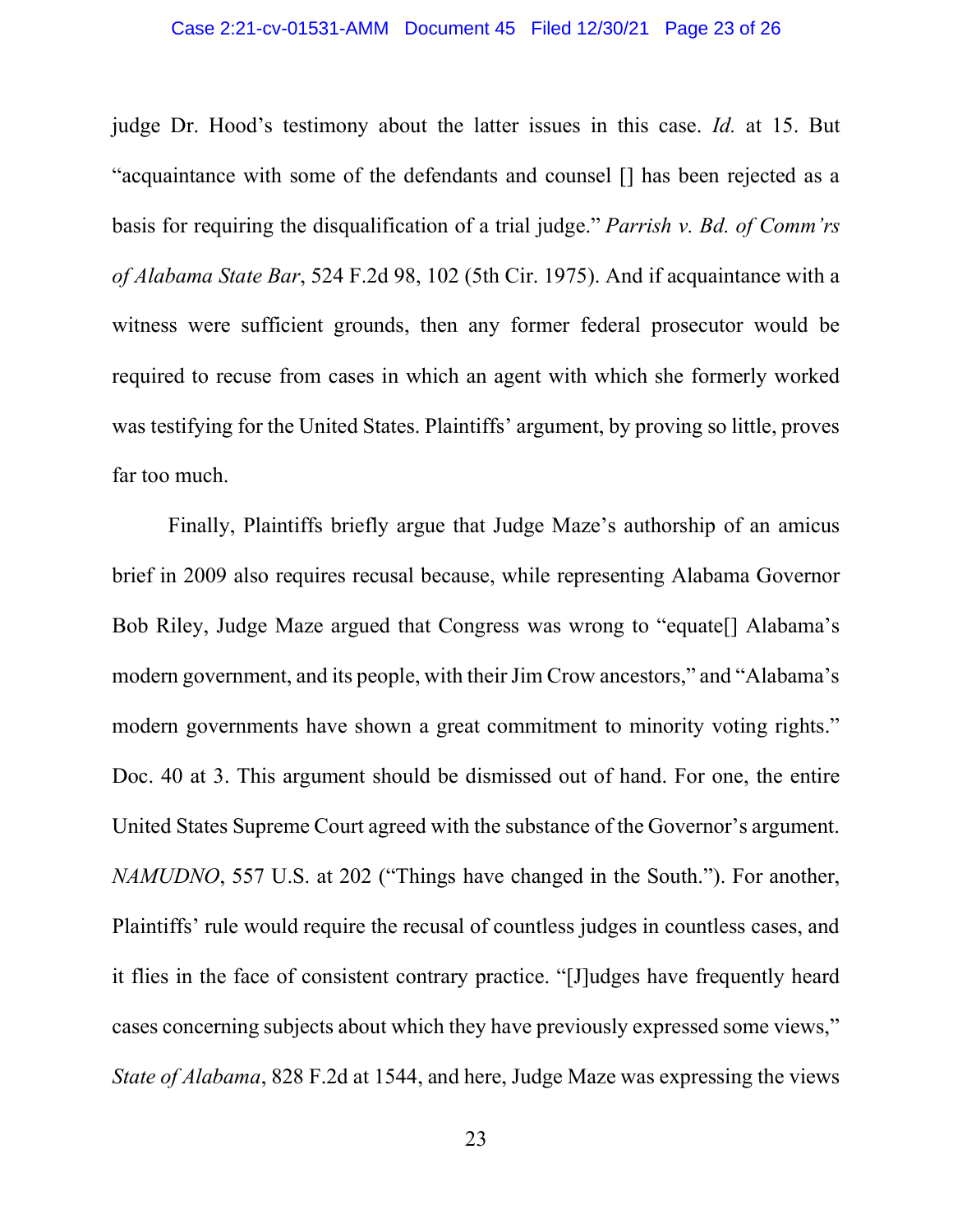judge Dr. Hood's testimony about the latter issues in this case. *Id.* at 15. But "acquaintance with some of the defendants and counsel [] has been rejected as a basis for requiring the disqualification of a trial judge." *Parrish v. Bd. of Comm'rs of Alabama State Bar*, 524 F.2d 98, 102 (5th Cir. 1975). And if acquaintance with a witness were sufficient grounds, then any former federal prosecutor would be required to recuse from cases in which an agent with which she formerly worked was testifying for the United States. Plaintiffs' argument, by proving so little, proves far too much.

Finally, Plaintiffs briefly argue that Judge Maze's authorship of an amicus brief in 2009 also requires recusal because, while representing Alabama Governor Bob Riley, Judge Maze argued that Congress was wrong to "equate[] Alabama's modern government, and its people, with their Jim Crow ancestors," and "Alabama's modern governments have shown a great commitment to minority voting rights." Doc. 40 at 3. This argument should be dismissed out of hand. For one, the entire United States Supreme Court agreed with the substance of the Governor's argument. *NAMUDNO*, 557 U.S. at 202 ("Things have changed in the South."). For another, Plaintiffs' rule would require the recusal of countless judges in countless cases, and it flies in the face of consistent contrary practice. "[J]udges have frequently heard cases concerning subjects about which they have previously expressed some views," *State of Alabama*, 828 F.2d at 1544, and here, Judge Maze was expressing the views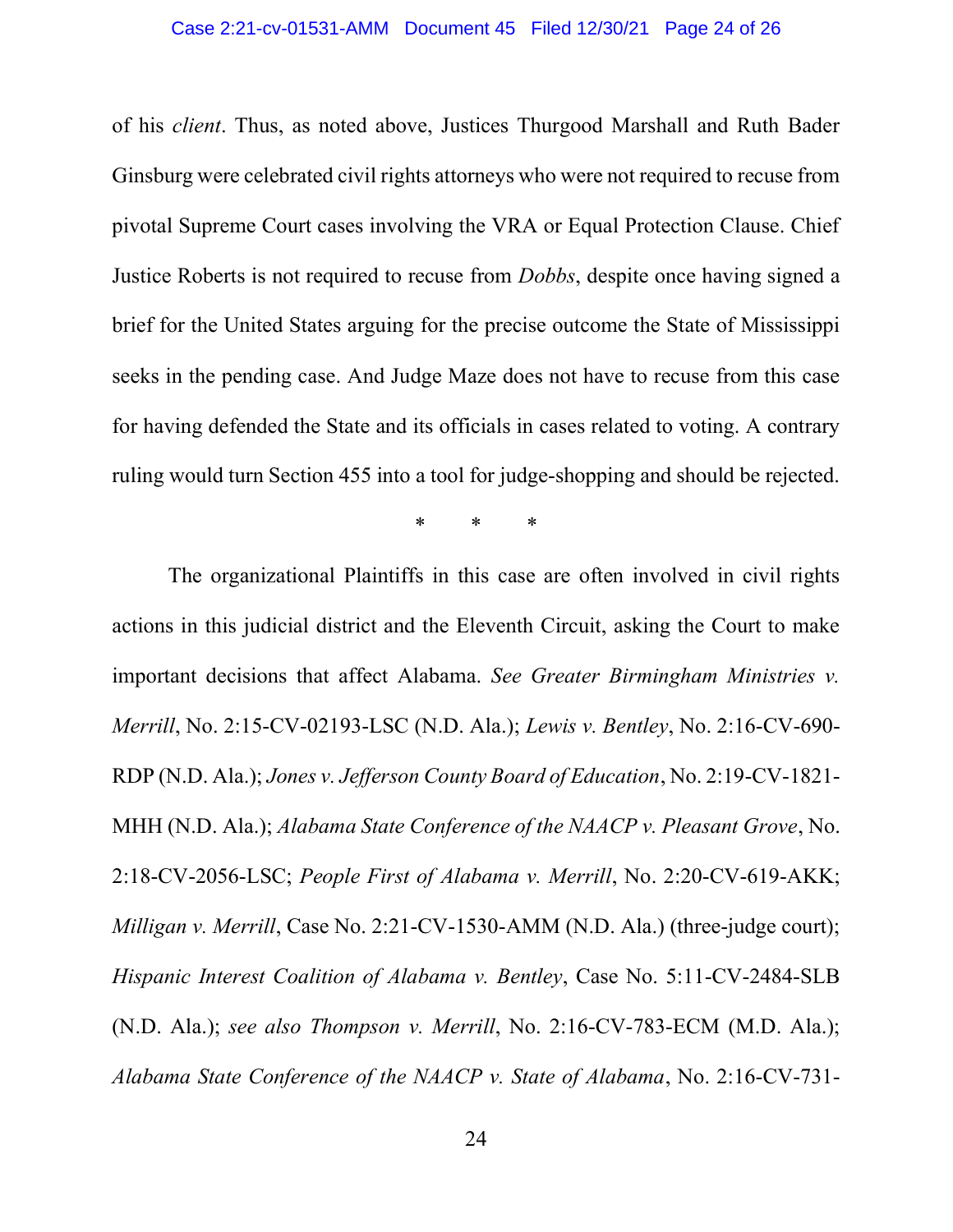of his *client*. Thus, as noted above, Justices Thurgood Marshall and Ruth Bader Ginsburg were celebrated civil rights attorneys who were not required to recuse from pivotal Supreme Court cases involving the VRA or Equal Protection Clause. Chief Justice Roberts is not required to recuse from *Dobbs*, despite once having signed a brief for the United States arguing for the precise outcome the State of Mississippi seeks in the pending case. And Judge Maze does not have to recuse from this case for having defended the State and its officials in cases related to voting. A contrary ruling would turn Section 455 into a tool for judge-shopping and should be rejected.

\* \* \*

The organizational Plaintiffs in this case are often involved in civil rights actions in this judicial district and the Eleventh Circuit, asking the Court to make important decisions that affect Alabama. *See Greater Birmingham Ministries v. Merrill*, No. 2:15-CV-02193-LSC (N.D. Ala.); *Lewis v. Bentley*, No. 2:16-CV-690-RDP (N.D. Ala.); *Jones v. Jefferson County Board of Education*, No. 2:19-CV-1821-MHH (N.D. Ala.); *Alabama State Conference of the NAACP v. Pleasant Grove*, No. 2:18-CV-2056-LSC; *People First of Alabama v. Merrill*, No. 2:20-CV-619-AKK; *Milligan v. Merrill*, Case No. 2:21-CV-1530-AMM (N.D. Ala.) (three-judge court); *Hispanic Interest Coalition of Alabama v. Bentley*, Case No. 5:11-CV-2484-SLB (N.D. Ala.); *see also Thompson v. Merrill*, No. 2:16-CV-783-ECM (M.D. Ala.); *Alabama State Conference of the NAACP v. State of Alabama*, No. 2:16-CV-731-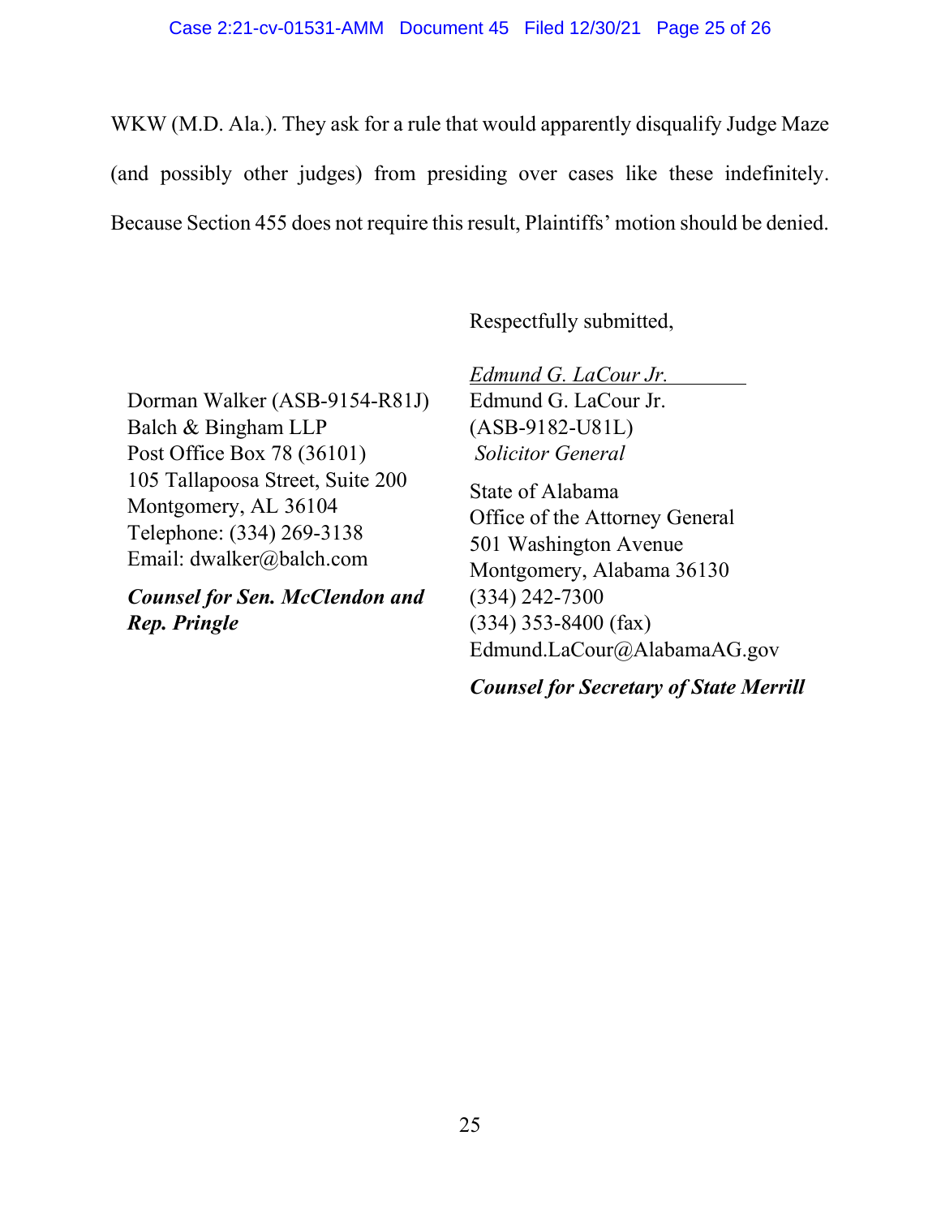WKW (M.D. Ala.). They ask for a rule that would apparently disqualify Judge Maze (and possibly other judges) from presiding over cases like these indefinitely. Because Section 455 does not require this result, Plaintiffs' motion should be denied.

Respectfully submitted,

*Edmund G. LaCour Jr.*
Edmund G. LaCour Jr.
(ASB-9182-U81L)
*Solicitor General*

State of Alabama
Office of the Attorney General
501 Washington Avenue
Montgomery, Alabama 36130
(334) 242-7300
(334) 353-8400 (fax)
Edmund.LaCour@AlabamaAG.gov

***Counsel for Secretary of State Merrill***

Dorman Walker (ASB-9154-R81J)
Balch & Bingham LLP
Post Office Box 78 (36101)
105 Tallapoosa Street, Suite 200
Montgomery, AL 36104
Telephone: (334) 269-3138
Email: dwalker@balch.com

***Counsel for Sen. McClendon and Rep. Pringle***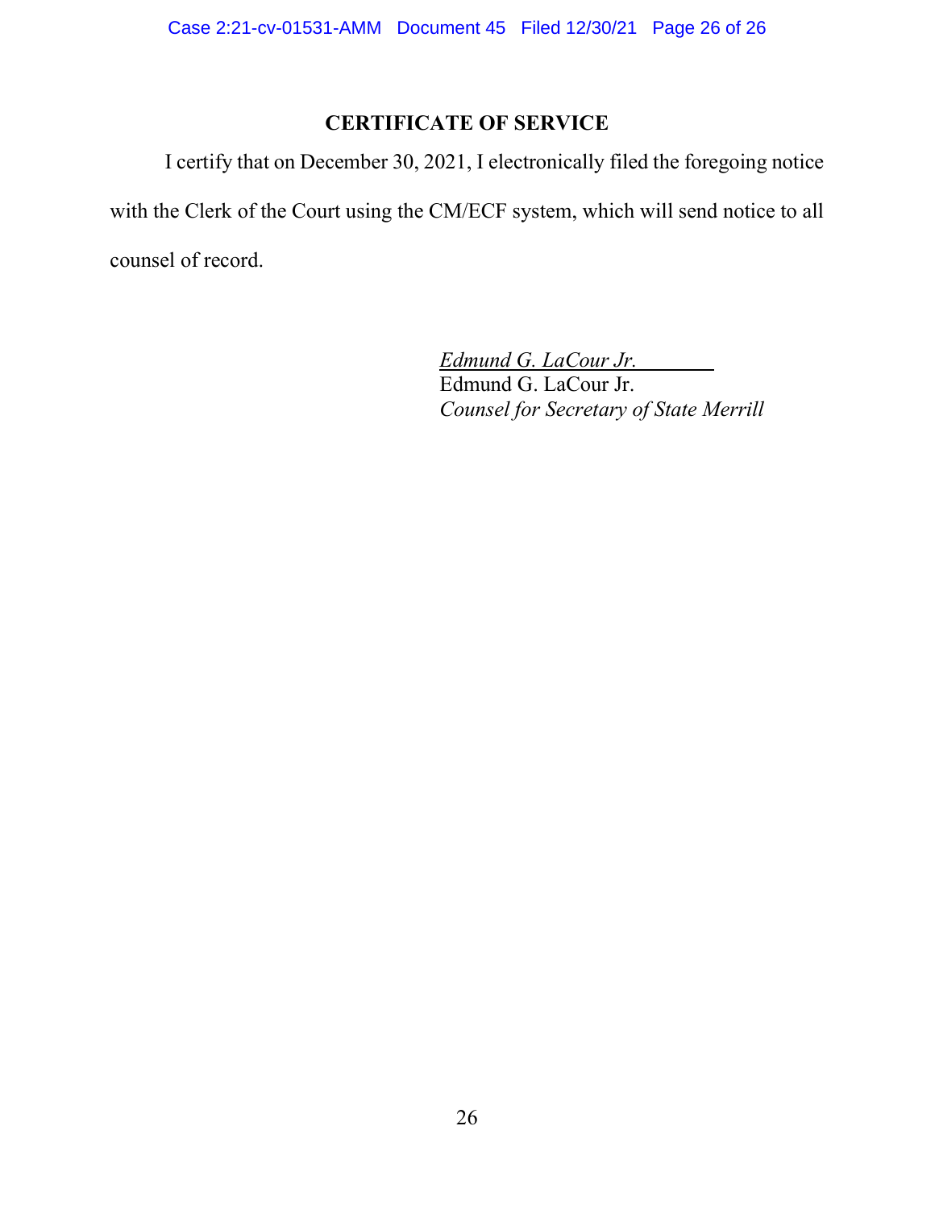## CERTIFICATE OF SERVICE

I certify that on December 30, 2021, I electronically filed the foregoing notice with the Clerk of the Court using the CM/ECF system, which will send notice to all counsel of record.

*Edmund G. LaCour Jr.*
Edmund G. LaCour Jr.
*Counsel for Secretary of State Merrill*